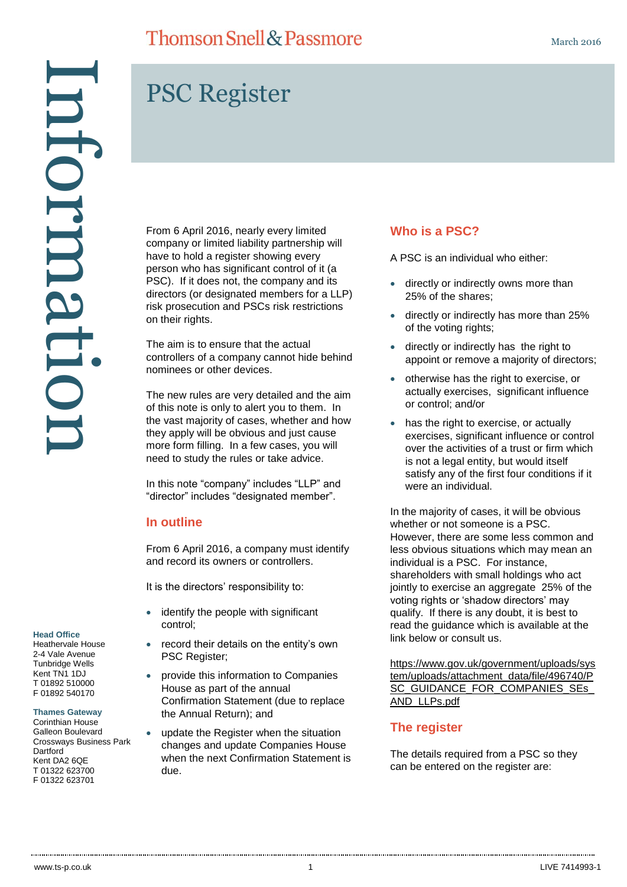Thomson Snell & Passmore

March 2016

# Information

# PSC Register

From 6 April 2016, nearly every limited company or limited liability partnership will have to hold a register showing every person who has significant control of it (a PSC). If it does not, the company and its directors (or designated members for a LLP) risk prosecution and PSCs risk restrictions on their rights.

The aim is to ensure that the actual controllers of a company cannot hide behind nominees or other devices.

The new rules are very detailed and the aim of this note is only to alert you to them. In the vast majority of cases, whether and how they apply will be obvious and just cause more form filling. In a few cases, you will need to study the rules or take advice.

In this note "company" includes "LLP" and "director" includes "designated member".

## In outline

From 6 April 2016, a company must identify and record its owners or controllers.

It is the directors' responsibility to:

- identify the people with significant control;
- record their details on the entity's own PSC Register;
- provide this information to Companies House as part of the annual Confirmation Statement (due to replace the Annual Return); and
- update the Register when the situation changes and update Companies House when the next Confirmation Statement is due.

## Who is a PSC?

A PSC is an individual who either:

- directly or indirectly owns more than 25% of the shares;
- directly or indirectly has more than 25% of the voting rights;
- directly or indirectly has the right to appoint or remove a majority of directors;
- otherwise has the right to exercise, or actually exercises, significant influence or control; and/or
- has the right to exercise, or actually exercises, significant influence or control over the activities of a trust or firm which is not a legal entity, but would itself satisfy any of the first four conditions if it were an individual.

In the majority of cases, it will be obvious whether or not someone is a PSC. However, there are some less common and less obvious situations which may mean an individual is a PSC. For instance, shareholders with small holdings who act jointly to exercise an aggregate 25% of the voting rights or 'shadow directors' may qualify. If there is any doubt, it is best to read the guidance which is available at the link below or consult us.

https://www.gov.uk/government/uploads/system/uploads/attachment_data/file/496740/PSC_GUIDANCE_FOR_COMPANIES_SEs_AND_LLPs.pdf

## The register

The details required from a PSC so they can be entered on the register are:

**Head Office**
Heathervale House
2-4 Vale Avenue
Tunbridge Wells
Kent TN1 1DJ
T 01892 510000
F 01892 540170

**Thames Gateway**
Corinthian House
Galleon Boulevard
Crossways Business Park
Dartford
Kent DA2 6QE
T 01322 623700
F 01322 623701

www.ts-p.co.uk

LIVE 7414993-1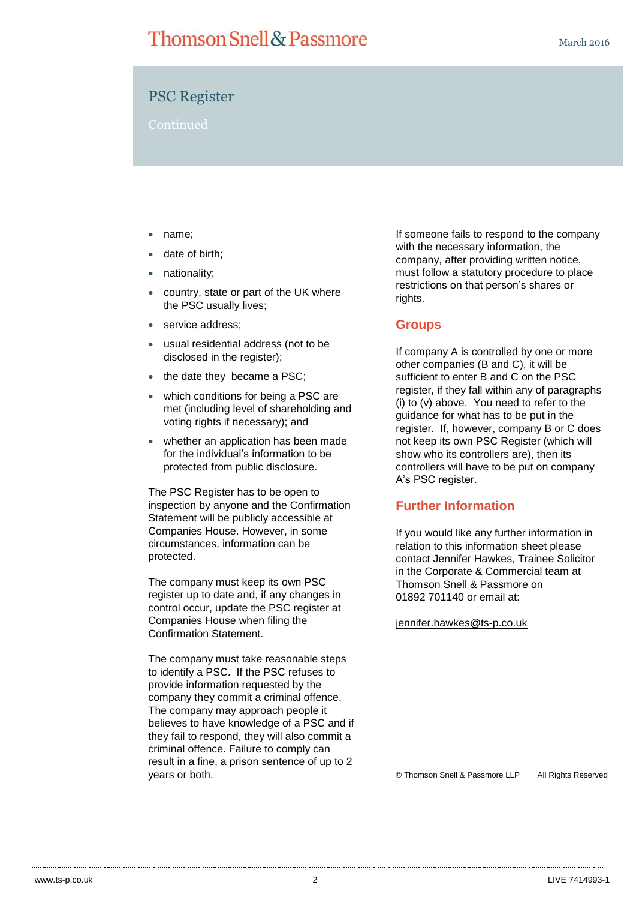## PSC Register

Continued

- name;
- date of birth;
- nationality;
- country, state or part of the UK where the PSC usually lives;
- service address;
- usual residential address (not to be disclosed in the register);
- the date they became a PSC;
- which conditions for being a PSC are met (including level of shareholding and voting rights if necessary); and
- whether an application has been made for the individual's information to be protected from public disclosure.

The PSC Register has to be open to inspection by anyone and the Confirmation Statement will be publicly accessible at Companies House. However, in some circumstances, information can be protected.

The company must keep its own PSC register up to date and, if any changes in control occur, update the PSC register at Companies House when filing the Confirmation Statement.

The company must take reasonable steps to identify a PSC. If the PSC refuses to provide information requested by the company they commit a criminal offence. The company may approach people it believes to have knowledge of a PSC and if they fail to respond, they will also commit a criminal offence. Failure to comply can result in a fine, a prison sentence of up to 2 years or both.

If someone fails to respond to the company with the necessary information, the company, after providing written notice, must follow a statutory procedure to place restrictions on that person's shares or rights.

### Groups

If company A is controlled by one or more other companies (B and C), it will be sufficient to enter B and C on the PSC register, if they fall within any of paragraphs (i) to (v) above. You need to refer to the guidance for what has to be put in the register. If, however, company B or C does not keep its own PSC Register (which will show who its controllers are), then its controllers will have to be put on company A's PSC register.

### Further Information

If you would like any further information in relation to this information sheet please contact Jennifer Hawkes, Trainee Solicitor in the Corporate & Commercial team at Thomson Snell & Passmore on 01892 701140 or email at:

jennifer.hawkes@ts-p.co.uk

© Thomson Snell & Passmore LLP All Rights Reserved